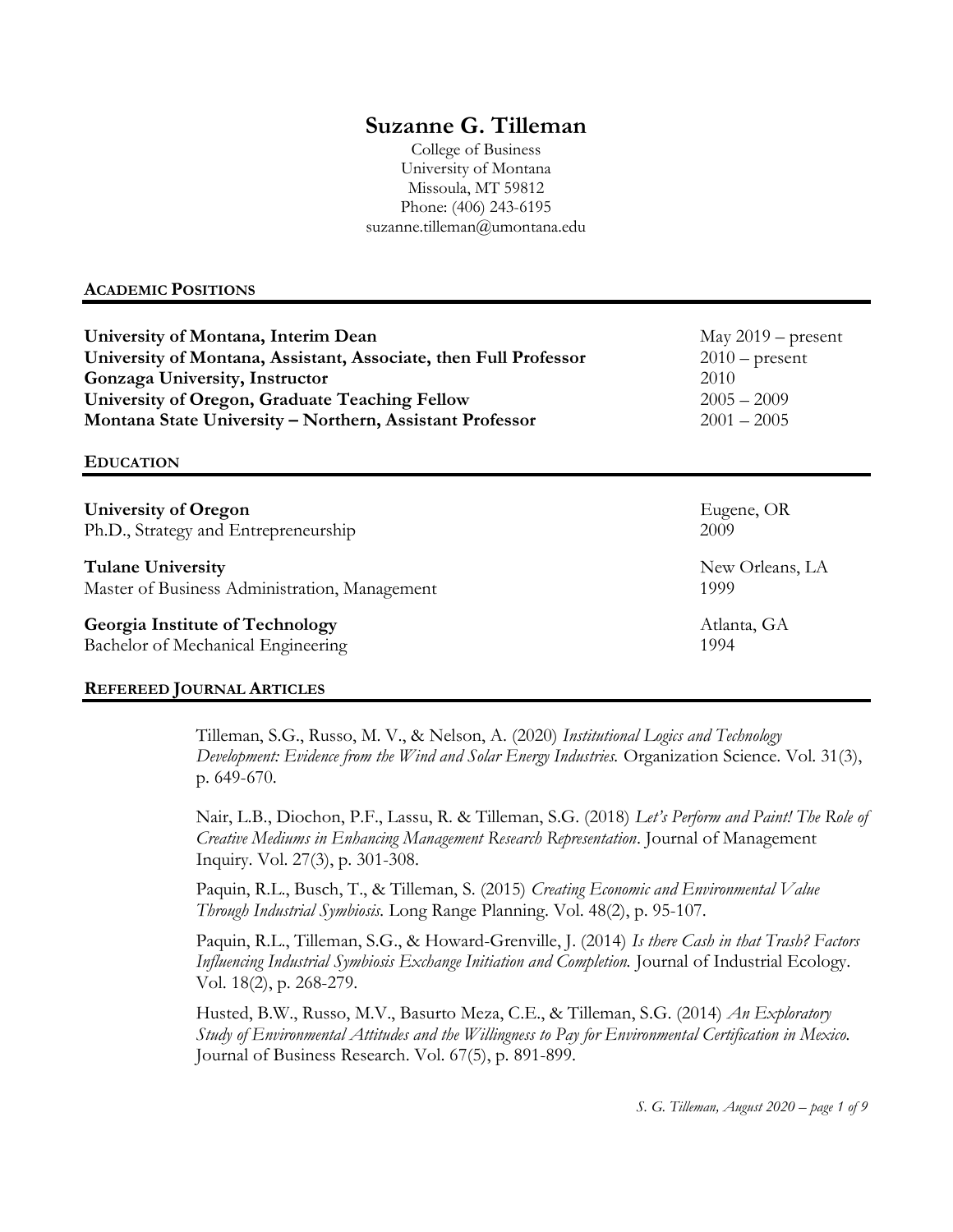# Suzanne G. Tilleman

College of Business
University of Montana
Missoula, MT 59812
Phone: (406) 243-6195
suzanne.tilleman@umontana.edu

## ACADEMIC POSITIONS

**University of Montana, Interim Dean** — May 2019 – present
**University of Montana, Assistant, Associate, then Full Professor** — 2010 – present
**Gonzaga University, Instructor** — 2010
**University of Oregon, Graduate Teaching Fellow** — 2005 – 2009
**Montana State University – Northern, Assistant Professor** — 2001 – 2005

## EDUCATION

**University of Oregon** — Eugene, OR
Ph.D., Strategy and Entrepreneurship — 2009

**Tulane University** — New Orleans, LA
Master of Business Administration, Management — 1999

**Georgia Institute of Technology** — Atlanta, GA
Bachelor of Mechanical Engineering — 1994

## REFEREED JOURNAL ARTICLES

Tilleman, S.G., Russo, M. V., & Nelson, A. (2020) *Institutional Logics and Technology Development: Evidence from the Wind and Solar Energy Industries.* Organization Science. Vol. 31(3), p. 649-670.

Nair, L.B., Diochon, P.F., Lassu, R. & Tilleman, S.G. (2018) *Let's Perform and Paint! The Role of Creative Mediums in Enhancing Management Research Representation*. Journal of Management Inquiry. Vol. 27(3), p. 301-308.

Paquin, R.L., Busch, T., & Tilleman, S. (2015) *Creating Economic and Environmental Value Through Industrial Symbiosis.* Long Range Planning. Vol. 48(2), p. 95-107.

Paquin, R.L., Tilleman, S.G., & Howard-Grenville, J. (2014) *Is there Cash in that Trash? Factors Influencing Industrial Symbiosis Exchange Initiation and Completion.* Journal of Industrial Ecology. Vol. 18(2), p. 268-279.

Husted, B.W., Russo, M.V., Basurto Meza, C.E., & Tilleman, S.G. (2014) *An Exploratory Study of Environmental Attitudes and the Willingness to Pay for Environmental Certification in Mexico.* Journal of Business Research. Vol. 67(5), p. 891-899.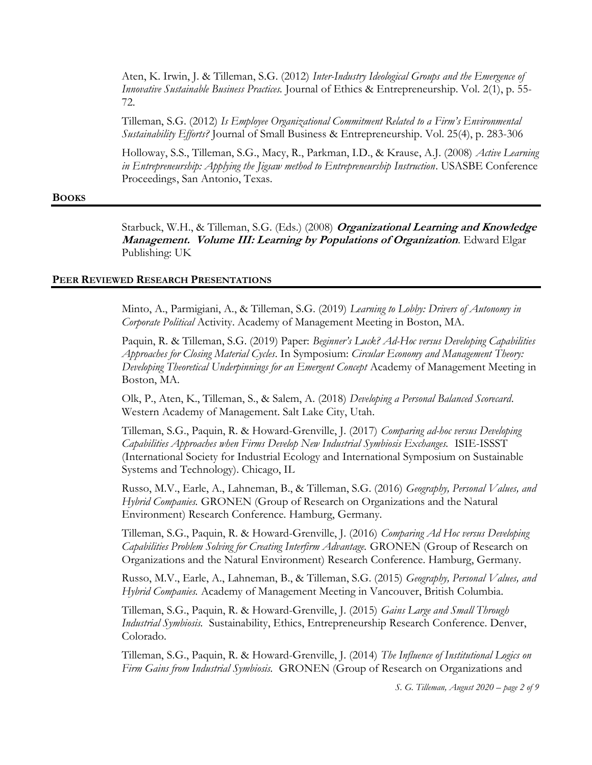Aten, K. Irwin, J. & Tilleman, S.G. (2012) *Inter-Industry Ideological Groups and the Emergence of Innovative Sustainable Business Practices.* Journal of Ethics & Entrepreneurship. Vol. 2(1), p. 55-72.

Tilleman, S.G. (2012) *Is Employee Organizational Commitment Related to a Firm's Environmental Sustainability Efforts?* Journal of Small Business & Entrepreneurship. Vol. 25(4), p. 283-306

Holloway, S.S., Tilleman, S.G., Macy, R., Parkman, I.D., & Krause, A.J. (2008) *Active Learning in Entrepreneurship: Applying the Jigsaw method to Entrepreneurship Instruction*. USASBE Conference Proceedings, San Antonio, Texas.

## BOOKS

Starbuck, W.H., & Tilleman, S.G. (Eds.) (2008) ***Organizational Learning and Knowledge Management. Volume III: Learning by Populations of Organization***. Edward Elgar Publishing: UK

## PEER REVIEWED RESEARCH PRESENTATIONS

Minto, A., Parmigiani, A., & Tilleman, S.G. (2019) *Learning to Lobby: Drivers of Autonomy in Corporate Political* Activity. Academy of Management Meeting in Boston, MA.

Paquin, R. & Tilleman, S.G. (2019) Paper: *Beginner's Luck? Ad-Hoc versus Developing Capabilities Approaches for Closing Material Cycles*. In Symposium: *Circular Economy and Management Theory: Developing Theoretical Underpinnings for an Emergent Concept* Academy of Management Meeting in Boston, MA.

Olk, P., Aten, K., Tilleman, S., & Salem, A. (2018) *Developing a Personal Balanced Scorecard*. Western Academy of Management. Salt Lake City, Utah.

Tilleman, S.G., Paquin, R. & Howard-Grenville, J. (2017) *Comparing ad-hoc versus Developing Capabilities Approaches when Firms Develop New Industrial Symbiosis Exchanges.* ISIE-ISSST (International Society for Industrial Ecology and International Symposium on Sustainable Systems and Technology). Chicago, IL

Russo, M.V., Earle, A., Lahneman, B., & Tilleman, S.G. (2016) *Geography, Personal Values, and Hybrid Companies.* GRONEN (Group of Research on Organizations and the Natural Environment) Research Conference. Hamburg, Germany.

Tilleman, S.G., Paquin, R. & Howard-Grenville, J. (2016) *Comparing Ad Hoc versus Developing Capabilities Problem Solving for Creating Interfirm Advantage.* GRONEN (Group of Research on Organizations and the Natural Environment) Research Conference. Hamburg, Germany.

Russo, M.V., Earle, A., Lahneman, B., & Tilleman, S.G. (2015) *Geography, Personal Values, and Hybrid Companies.* Academy of Management Meeting in Vancouver, British Columbia.

Tilleman, S.G., Paquin, R. & Howard-Grenville, J. (2015) *Gains Large and Small Through Industrial Symbiosis.* Sustainability, Ethics, Entrepreneurship Research Conference. Denver, Colorado.

Tilleman, S.G., Paquin, R. & Howard-Grenville, J. (2014) *The Influence of Institutional Logics on Firm Gains from Industrial Symbiosis.* GRONEN (Group of Research on Organizations and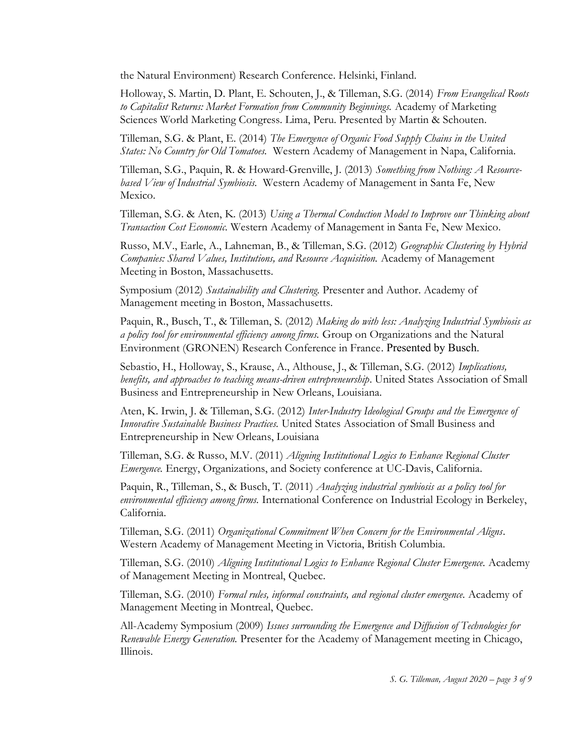the Natural Environment) Research Conference. Helsinki, Finland.

Holloway, S. Martin, D. Plant, E. Schouten, J., & Tilleman, S.G. (2014) *From Evangelical Roots to Capitalist Returns: Market Formation from Community Beginnings.* Academy of Marketing Sciences World Marketing Congress. Lima, Peru. Presented by Martin & Schouten.

Tilleman, S.G. & Plant, E. (2014) *The Emergence of Organic Food Supply Chains in the United States: No Country for Old Tomatoes.* Western Academy of Management in Napa, California.

Tilleman, S.G., Paquin, R. & Howard-Grenville, J. (2013) *Something from Nothing: A Resource-based View of Industrial Symbiosis.* Western Academy of Management in Santa Fe, New Mexico.

Tilleman, S.G. & Aten, K. (2013) *Using a Thermal Conduction Model to Improve our Thinking about Transaction Cost Economic.* Western Academy of Management in Santa Fe, New Mexico.

Russo, M.V., Earle, A., Lahneman, B., & Tilleman, S.G. (2012) *Geographic Clustering by Hybrid Companies: Shared Values, Institutions, and Resource Acquisition.* Academy of Management Meeting in Boston, Massachusetts.

Symposium (2012) *Sustainability and Clustering.* Presenter and Author. Academy of Management meeting in Boston, Massachusetts.

Paquin, R., Busch, T., & Tilleman, S. (2012) *Making do with less: Analyzing Industrial Symbiosis as a policy tool for environmental efficiency among firms.* Group on Organizations and the Natural Environment (GRONEN) Research Conference in France. Presented by Busch.

Sebastio, H., Holloway, S., Krause, A., Althouse, J., & Tilleman, S.G. (2012) *Implications, benefits, and approaches to teaching means-driven entrepreneurship*. United States Association of Small Business and Entrepreneurship in New Orleans, Louisiana.

Aten, K. Irwin, J. & Tilleman, S.G. (2012) *Inter-Industry Ideological Groups and the Emergence of Innovative Sustainable Business Practices.* United States Association of Small Business and Entrepreneurship in New Orleans, Louisiana

Tilleman, S.G. & Russo, M.V. (2011) *Aligning Institutional Logics to Enhance Regional Cluster Emergence.* Energy, Organizations, and Society conference at UC-Davis, California.

Paquin, R., Tilleman, S., & Busch, T. (2011) *Analyzing industrial symbiosis as a policy tool for environmental efficiency among firms.* International Conference on Industrial Ecology in Berkeley, California.

Tilleman, S.G. (2011) *Organizational Commitment When Concern for the Environmental Aligns*. Western Academy of Management Meeting in Victoria, British Columbia.

Tilleman, S.G. (2010) *Aligning Institutional Logics to Enhance Regional Cluster Emergence.* Academy of Management Meeting in Montreal, Quebec.

Tilleman, S.G. (2010) *Formal rules, informal constraints, and regional cluster emergence.* Academy of Management Meeting in Montreal, Quebec.

All-Academy Symposium (2009) *Issues surrounding the Emergence and Diffusion of Technologies for Renewable Energy Generation.* Presenter for the Academy of Management meeting in Chicago, Illinois.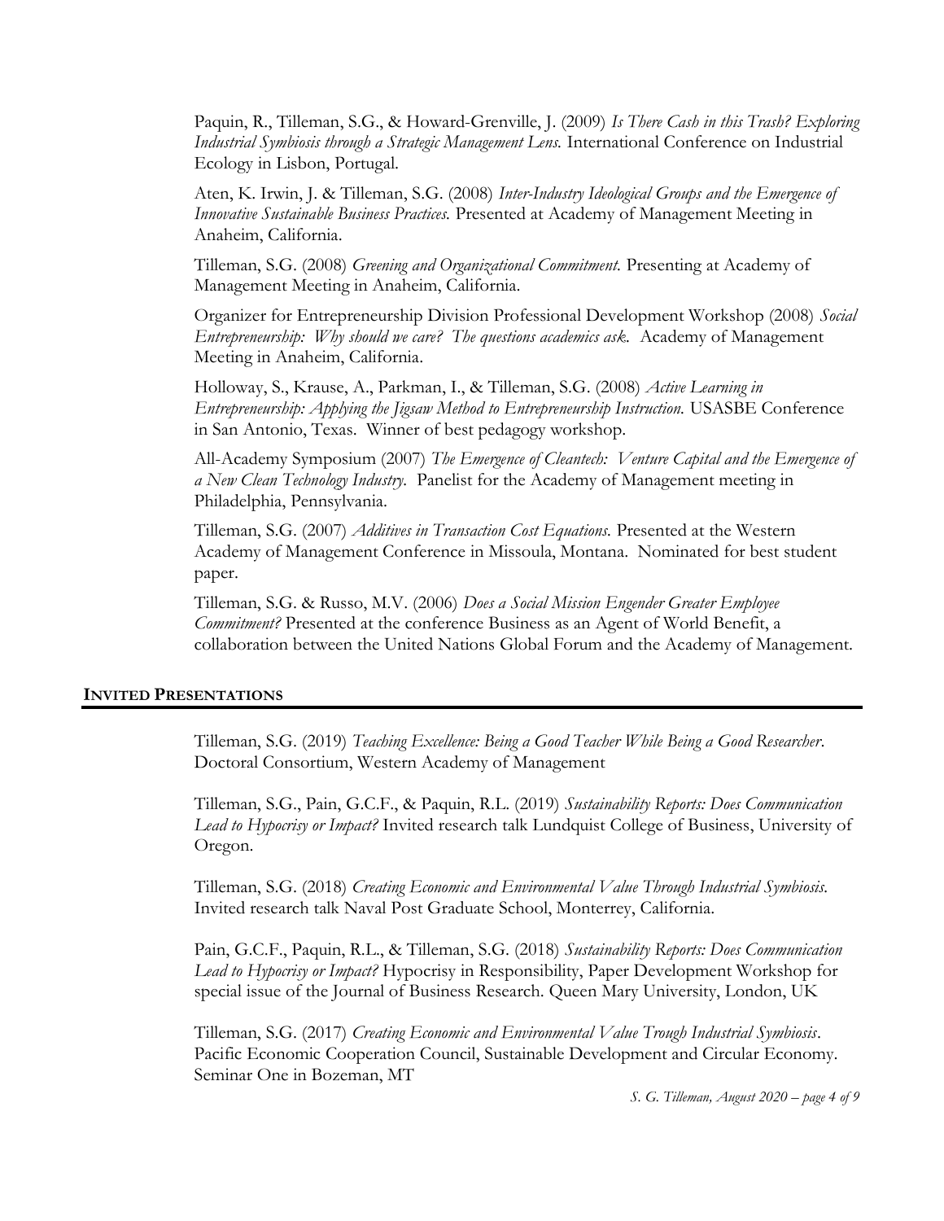Paquin, R., Tilleman, S.G., & Howard-Grenville, J. (2009) *Is There Cash in this Trash? Exploring Industrial Symbiosis through a Strategic Management Lens.* International Conference on Industrial Ecology in Lisbon, Portugal.

Aten, K. Irwin, J. & Tilleman, S.G. (2008) *Inter-Industry Ideological Groups and the Emergence of Innovative Sustainable Business Practices.* Presented at Academy of Management Meeting in Anaheim, California.

Tilleman, S.G. (2008) *Greening and Organizational Commitment.* Presenting at Academy of Management Meeting in Anaheim, California.

Organizer for Entrepreneurship Division Professional Development Workshop (2008) *Social Entrepreneurship: Why should we care? The questions academics ask.* Academy of Management Meeting in Anaheim, California.

Holloway, S., Krause, A., Parkman, I., & Tilleman, S.G. (2008) *Active Learning in Entrepreneurship: Applying the Jigsaw Method to Entrepreneurship Instruction.* USASBE Conference in San Antonio, Texas. Winner of best pedagogy workshop.

All-Academy Symposium (2007) *The Emergence of Cleantech: Venture Capital and the Emergence of a New Clean Technology Industry.* Panelist for the Academy of Management meeting in Philadelphia, Pennsylvania.

Tilleman, S.G. (2007) *Additives in Transaction Cost Equations.* Presented at the Western Academy of Management Conference in Missoula, Montana. Nominated for best student paper.

Tilleman, S.G. & Russo, M.V. (2006) *Does a Social Mission Engender Greater Employee Commitment?* Presented at the conference Business as an Agent of World Benefit, a collaboration between the United Nations Global Forum and the Academy of Management.

## INVITED PRESENTATIONS

Tilleman, S.G. (2019) *Teaching Excellence: Being a Good Teacher While Being a Good Researcher*. Doctoral Consortium, Western Academy of Management

Tilleman, S.G., Pain, G.C.F., & Paquin, R.L. (2019) *Sustainability Reports: Does Communication Lead to Hypocrisy or Impact?* Invited research talk Lundquist College of Business, University of Oregon.

Tilleman, S.G. (2018) *Creating Economic and Environmental Value Through Industrial Symbiosis.* Invited research talk Naval Post Graduate School, Monterrey, California.

Pain, G.C.F., Paquin, R.L., & Tilleman, S.G. (2018) *Sustainability Reports: Does Communication Lead to Hypocrisy or Impact?* Hypocrisy in Responsibility, Paper Development Workshop for special issue of the Journal of Business Research. Queen Mary University, London, UK

Tilleman, S.G. (2017) *Creating Economic and Environmental Value Trough Industrial Symbiosis*. Pacific Economic Cooperation Council, Sustainable Development and Circular Economy. Seminar One in Bozeman, MT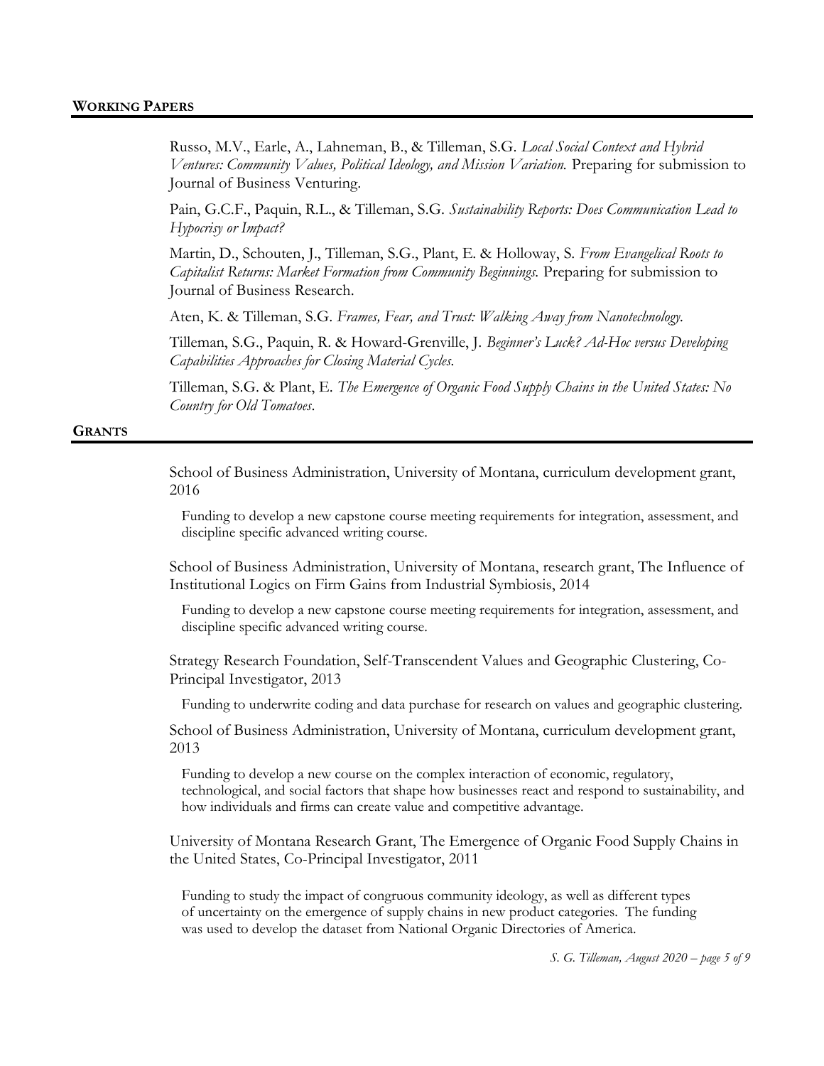## WORKING PAPERS

Russo, M.V., Earle, A., Lahneman, B., & Tilleman, S.G. *Local Social Context and Hybrid Ventures: Community Values, Political Ideology, and Mission Variation.* Preparing for submission to Journal of Business Venturing.

Pain, G.C.F., Paquin, R.L., & Tilleman, S.G. *Sustainability Reports: Does Communication Lead to Hypocrisy or Impact?*

Martin, D., Schouten, J., Tilleman, S.G., Plant, E. & Holloway, S. *From Evangelical Roots to Capitalist Returns: Market Formation from Community Beginnings.* Preparing for submission to Journal of Business Research.

Aten, K. & Tilleman, S.G. *Frames, Fear, and Trust: Walking Away from Nanotechnology.*

Tilleman, S.G., Paquin, R. & Howard-Grenville, J. *Beginner's Luck? Ad-Hoc versus Developing Capabilities Approaches for Closing Material Cycles.*

Tilleman, S.G. & Plant, E. *The Emergence of Organic Food Supply Chains in the United States: No Country for Old Tomatoes*.

## GRANTS

School of Business Administration, University of Montana, curriculum development grant, 2016

Funding to develop a new capstone course meeting requirements for integration, assessment, and discipline specific advanced writing course.

School of Business Administration, University of Montana, research grant, The Influence of Institutional Logics on Firm Gains from Industrial Symbiosis, 2014

Funding to develop a new capstone course meeting requirements for integration, assessment, and discipline specific advanced writing course.

Strategy Research Foundation, Self-Transcendent Values and Geographic Clustering, Co-Principal Investigator, 2013

Funding to underwrite coding and data purchase for research on values and geographic clustering.

School of Business Administration, University of Montana, curriculum development grant, 2013

Funding to develop a new course on the complex interaction of economic, regulatory, technological, and social factors that shape how businesses react and respond to sustainability, and how individuals and firms can create value and competitive advantage.

University of Montana Research Grant, The Emergence of Organic Food Supply Chains in the United States, Co-Principal Investigator, 2011

Funding to study the impact of congruous community ideology, as well as different types of uncertainty on the emergence of supply chains in new product categories. The funding was used to develop the dataset from National Organic Directories of America.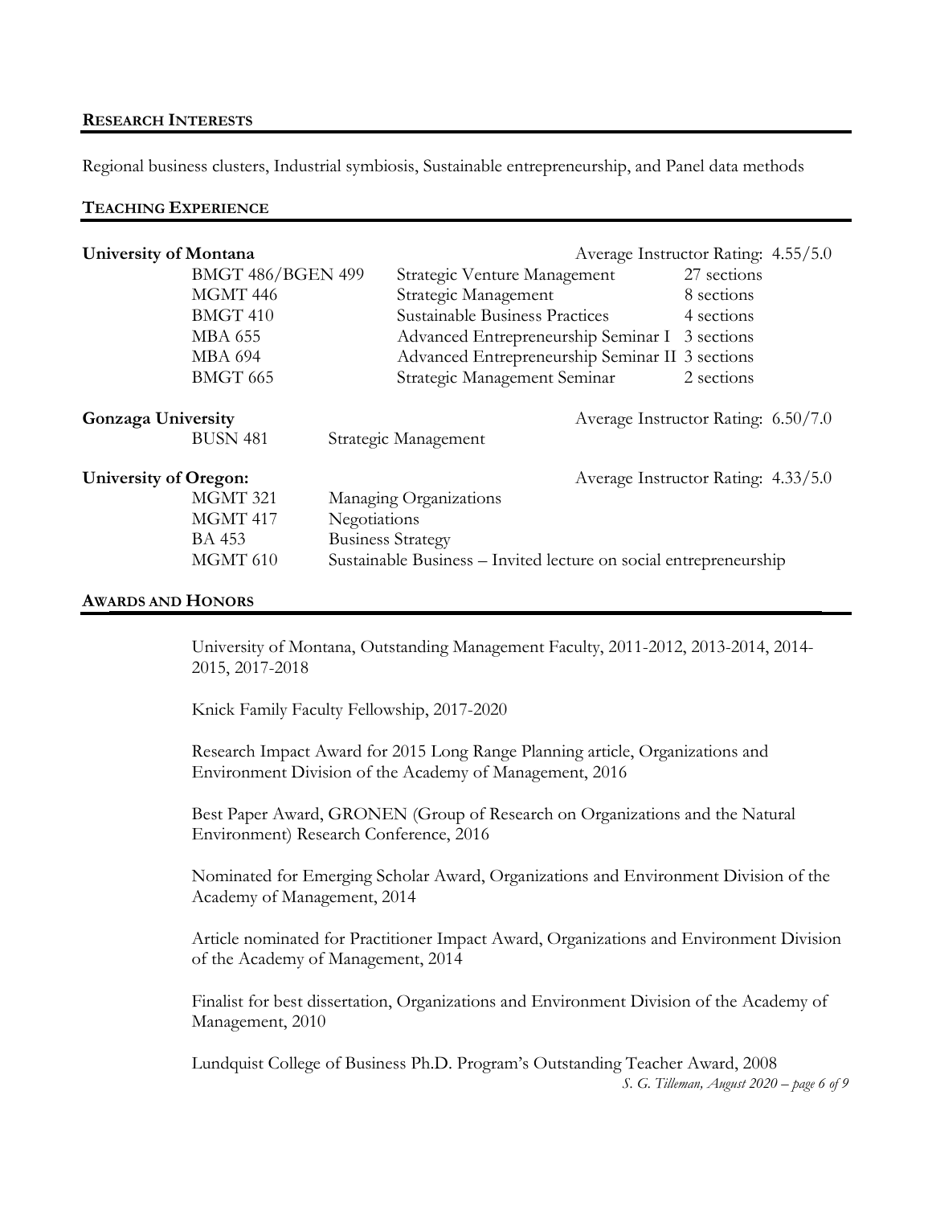## RESEARCH INTERESTS

Regional business clusters, Industrial symbiosis, Sustainable entrepreneurship, and Panel data methods

## TEACHING EXPERIENCE

**University of Montana** — Average Instructor Rating: 4.55/5.0

| Course | Title | Sections |
|---|---|---|
| BMGT 486/BGEN 499 | Strategic Venture Management | 27 sections |
| MGMT 446 | Strategic Management | 8 sections |
| BMGT 410 | Sustainable Business Practices | 4 sections |
| MBA 655 | Advanced Entrepreneurship Seminar I | 3 sections |
| MBA 694 | Advanced Entrepreneurship Seminar II | 3 sections |
| BMGT 665 | Strategic Management Seminar | 2 sections |

**Gonzaga University** — Average Instructor Rating: 6.50/7.0

| Course | Title |
|---|---|
| BUSN 481 | Strategic Management |

**University of Oregon:** — Average Instructor Rating: 4.33/5.0

| Course | Title |
|---|---|
| MGMT 321 | Managing Organizations |
| MGMT 417 | Negotiations |
| BA 453 | Business Strategy |
| MGMT 610 | Sustainable Business – Invited lecture on social entrepreneurship |

## AWARDS AND HONORS

University of Montana, Outstanding Management Faculty, 2011-2012, 2013-2014, 2014-2015, 2017-2018

Knick Family Faculty Fellowship, 2017-2020

Research Impact Award for 2015 Long Range Planning article, Organizations and Environment Division of the Academy of Management, 2016

Best Paper Award, GRONEN (Group of Research on Organizations and the Natural Environment) Research Conference, 2016

Nominated for Emerging Scholar Award, Organizations and Environment Division of the Academy of Management, 2014

Article nominated for Practitioner Impact Award, Organizations and Environment Division of the Academy of Management, 2014

Finalist for best dissertation, Organizations and Environment Division of the Academy of Management, 2010

Lundquist College of Business Ph.D. Program's Outstanding Teacher Award, 2008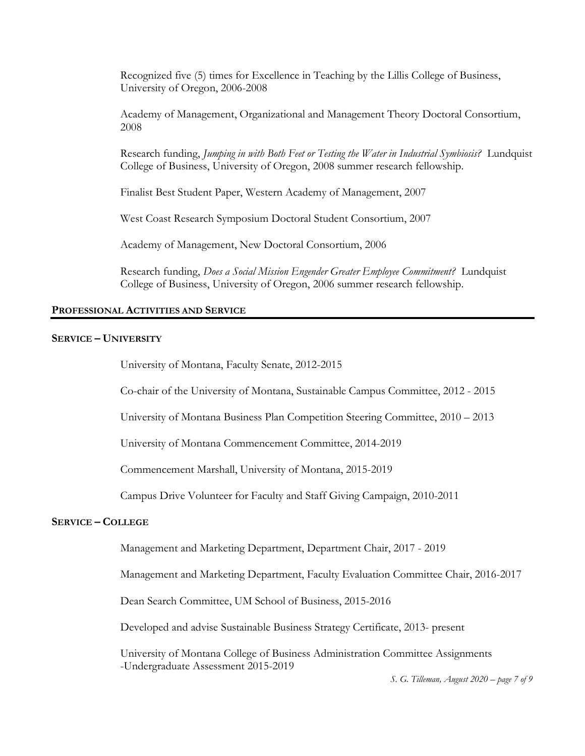Recognized five (5) times for Excellence in Teaching by the Lillis College of Business, University of Oregon, 2006-2008

Academy of Management, Organizational and Management Theory Doctoral Consortium, 2008

Research funding, *Jumping in with Both Feet or Testing the Water in Industrial Symbiosis?* Lundquist College of Business, University of Oregon, 2008 summer research fellowship.

Finalist Best Student Paper, Western Academy of Management, 2007

West Coast Research Symposium Doctoral Student Consortium, 2007

Academy of Management, New Doctoral Consortium, 2006

Research funding, *Does a Social Mission Engender Greater Employee Commitment?* Lundquist College of Business, University of Oregon, 2006 summer research fellowship.

## PROFESSIONAL ACTIVITIES AND SERVICE

### SERVICE – UNIVERSITY

University of Montana, Faculty Senate, 2012-2015

Co-chair of the University of Montana, Sustainable Campus Committee, 2012 - 2015

University of Montana Business Plan Competition Steering Committee, 2010 – 2013

University of Montana Commencement Committee, 2014-2019

Commencement Marshall, University of Montana, 2015-2019

Campus Drive Volunteer for Faculty and Staff Giving Campaign, 2010-2011

### SERVICE – COLLEGE

Management and Marketing Department, Department Chair, 2017 - 2019

Management and Marketing Department, Faculty Evaluation Committee Chair, 2016-2017

Dean Search Committee, UM School of Business, 2015-2016

Developed and advise Sustainable Business Strategy Certificate, 2013- present

University of Montana College of Business Administration Committee Assignments
-Undergraduate Assessment 2015-2019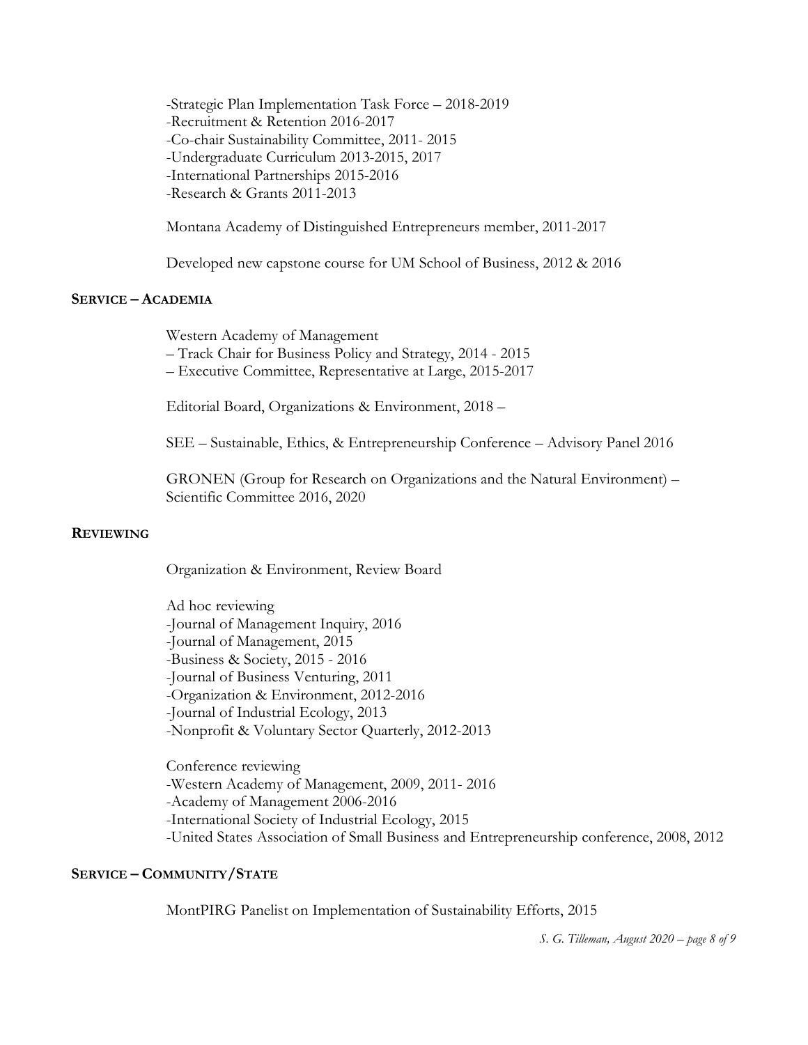-Strategic Plan Implementation Task Force – 2018-2019
-Recruitment & Retention 2016-2017
-Co-chair Sustainability Committee, 2011- 2015
-Undergraduate Curriculum 2013-2015, 2017
-International Partnerships 2015-2016
-Research & Grants 2011-2013

Montana Academy of Distinguished Entrepreneurs member, 2011-2017

Developed new capstone course for UM School of Business, 2012 & 2016

## SERVICE – ACADEMIA

Western Academy of Management
– Track Chair for Business Policy and Strategy, 2014 - 2015
– Executive Committee, Representative at Large, 2015-2017

Editorial Board, Organizations & Environment, 2018 –

SEE – Sustainable, Ethics, & Entrepreneurship Conference – Advisory Panel 2016

GRONEN (Group for Research on Organizations and the Natural Environment) – Scientific Committee 2016, 2020

## REVIEWING

Organization & Environment, Review Board

Ad hoc reviewing
-Journal of Management Inquiry, 2016
-Journal of Management, 2015
-Business & Society, 2015 - 2016
-Journal of Business Venturing, 2011
-Organization & Environment, 2012-2016
-Journal of Industrial Ecology, 2013
-Nonprofit & Voluntary Sector Quarterly, 2012-2013

Conference reviewing
-Western Academy of Management, 2009, 2011- 2016
-Academy of Management 2006-2016
-International Society of Industrial Ecology, 2015
-United States Association of Small Business and Entrepreneurship conference, 2008, 2012

## SERVICE – COMMUNITY/STATE

MontPIRG Panelist on Implementation of Sustainability Efforts, 2015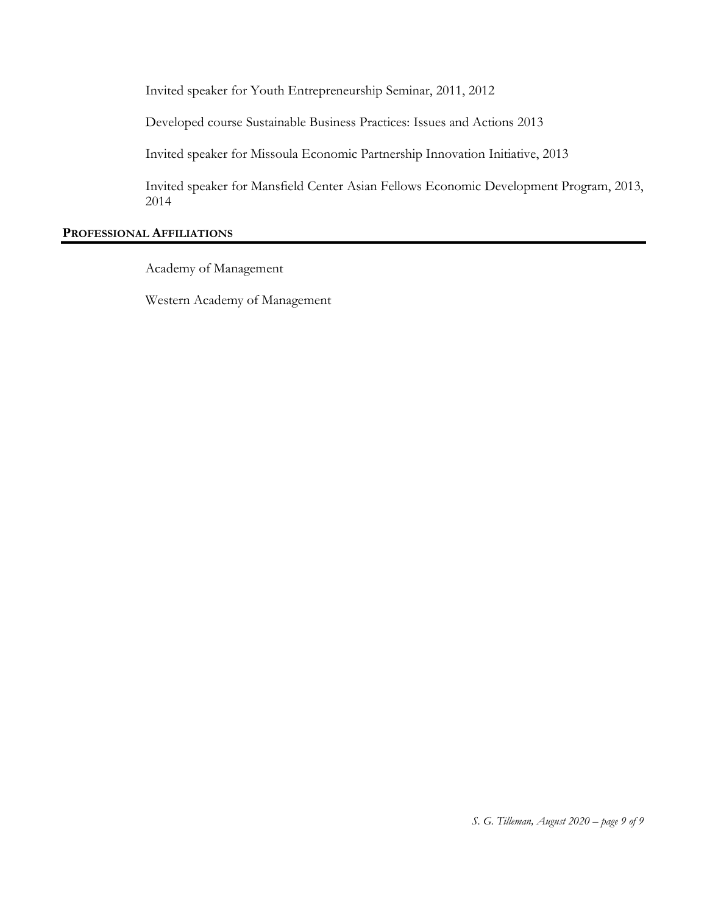Invited speaker for Youth Entrepreneurship Seminar, 2011, 2012

Developed course Sustainable Business Practices: Issues and Actions 2013

Invited speaker for Missoula Economic Partnership Innovation Initiative, 2013

Invited speaker for Mansfield Center Asian Fellows Economic Development Program, 2013, 2014

## PROFESSIONAL AFFILIATIONS

Academy of Management

Western Academy of Management